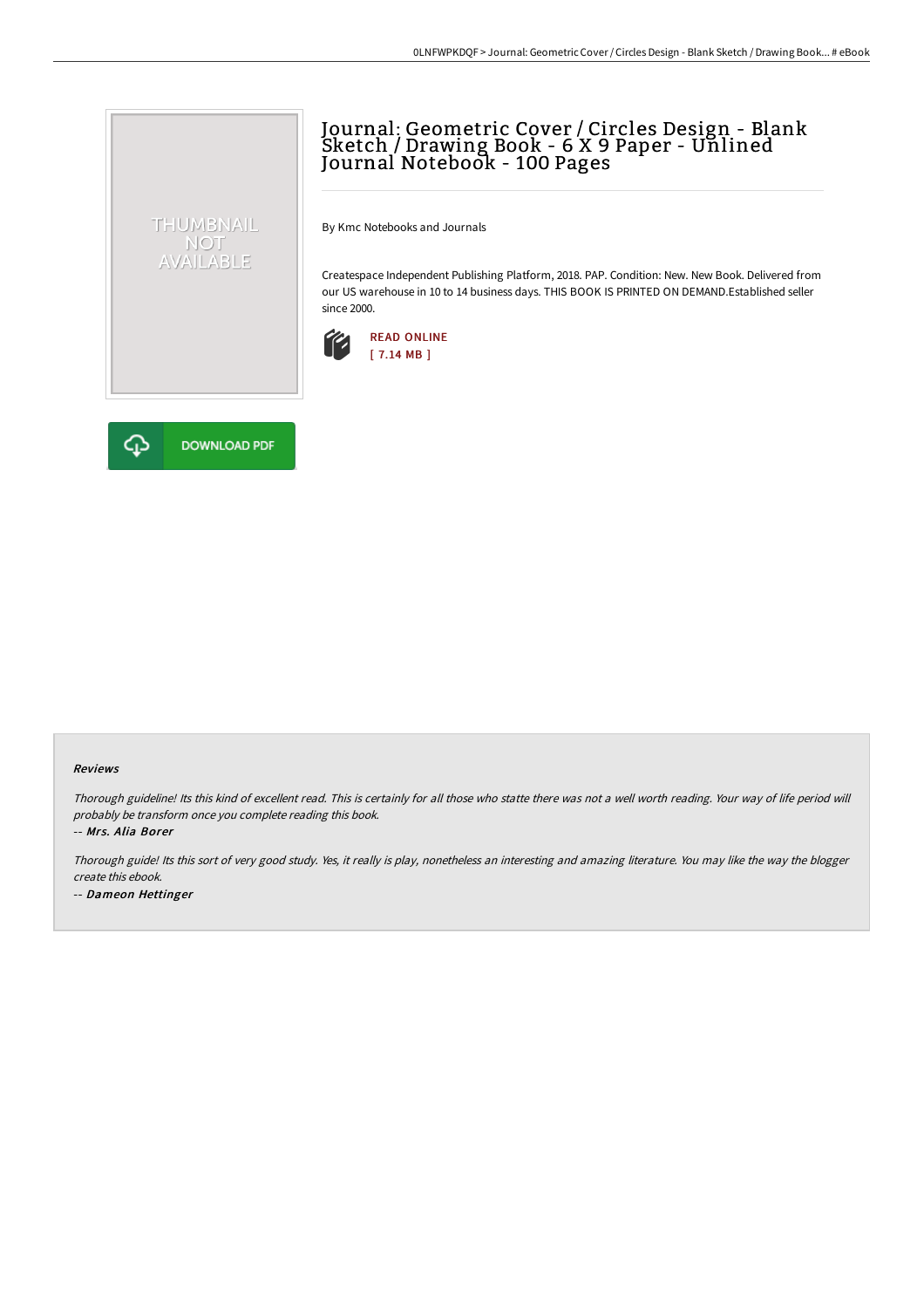# Journal: Geometric Cover / Circles Design - Blank Sketch / Drawing Book - 6 X 9 Paper - Unlined Journal Notebook - 100 Pages

THUMBNAIL NOT AVAILABLE

By Kmc Notebooks and Journals

Createspace Independent Publishing Platform, 2018. PAP. Condition: New. New Book. Delivered from our US warehouse in 10 to 14 business days. THIS BOOK IS PRINTED ON DEMAND.Established seller since 2000.

READ ONLINE
[ 7.14 MB ]

DOWNLOAD PDF

### Reviews

*Thorough guideline! Its this kind of excellent read. This is certainly for all those who statte there was not a well worth reading. Your way of life period will probably be transform once you complete reading this book.*

-- ***Mrs. Alia Borer***

*Thorough guide! Its this sort of very good study. Yes, it really is play, nonetheless an interesting and amazing literature. You may like the way the blogger create this ebook.*

-- ***Dameon Hettinger***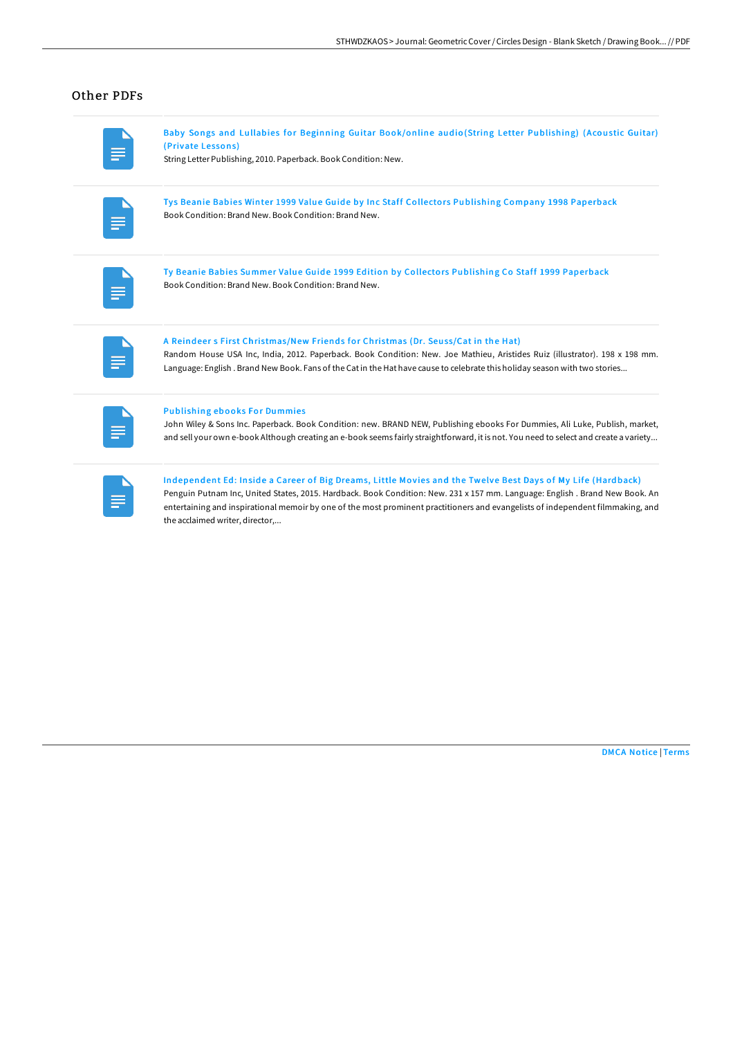## Other PDFs

**Baby Songs and Lullabies for Beginning Guitar Book/online audio(String Letter Publishing) (Acoustic Guitar) (Private Lessons)**

String Letter Publishing, 2010. Paperback. Book Condition: New.

**Tys Beanie Babies Winter 1999 Value Guide by Inc Staff Collectors Publishing Company 1998 Paperback**

Book Condition: Brand New. Book Condition: Brand New.

**Ty Beanie Babies Summer Value Guide 1999 Edition by Collectors Publishing Co Staff 1999 Paperback**

Book Condition: Brand New. Book Condition: Brand New.

**A Reindeer s First Christmas/New Friends for Christmas (Dr. Seuss/Cat in the Hat)**

Random House USA Inc, India, 2012. Paperback. Book Condition: New. Joe Mathieu, Aristides Ruiz (illustrator). 198 x 198 mm. Language: English . Brand New Book. Fans of the Cat in the Hat have cause to celebrate this holiday season with two stories...

**Publishing ebooks For Dummies**

John Wiley & Sons Inc. Paperback. Book Condition: new. BRAND NEW, Publishing ebooks For Dummies, Ali Luke, Publish, market, and sell your own e-book Although creating an e-book seems fairly straightforward, it is not. You need to select and create a variety...

**Independent Ed: Inside a Career of Big Dreams, Little Movies and the Twelve Best Days of My Life (Hardback)**

Penguin Putnam Inc, United States, 2015. Hardback. Book Condition: New. 231 x 157 mm. Language: English . Brand New Book. An entertaining and inspirational memoir by one of the most prominent practitioners and evangelists of independent filmmaking, and the acclaimed writer, director,...

DMCA Notice | Terms